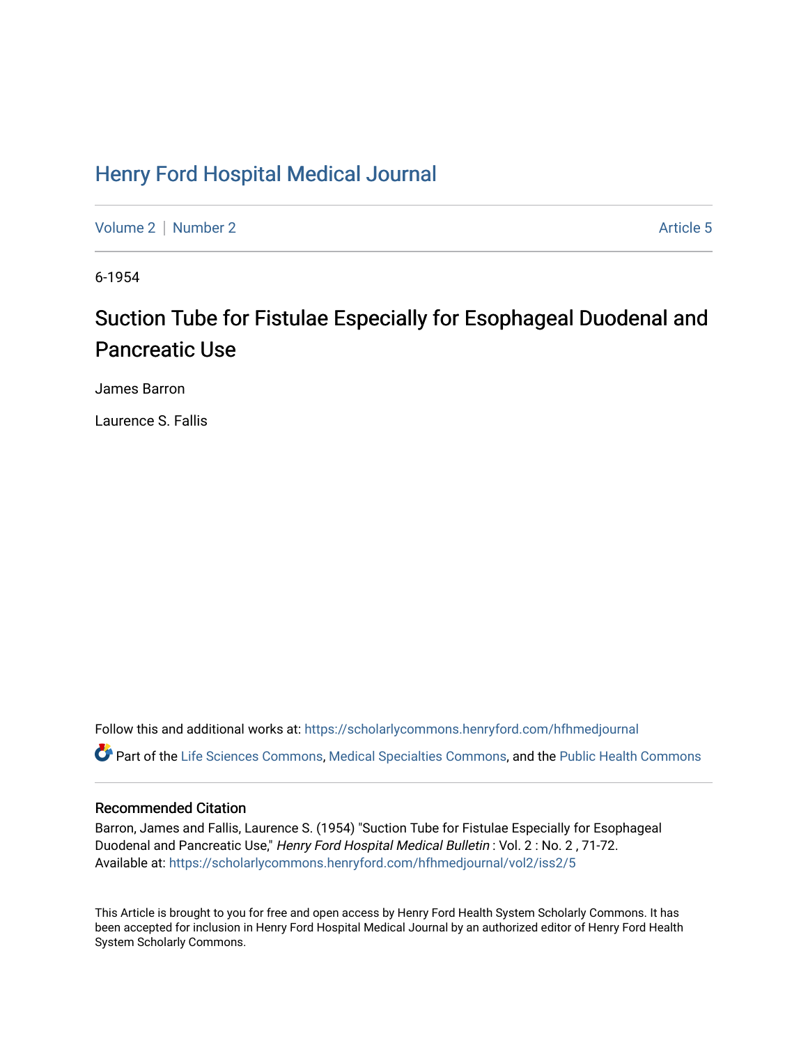# Henry Ford Hospital Medical Journal

Volume 2 | Number 2 | Article 5

6-1954

## Suction Tube for Fistulae Especially for Esophageal Duodenal and Pancreatic Use

James Barron

Laurence S. Fallis

Follow this and additional works at: https://scholarlycommons.henryford.com/hfhmedjournal

Part of the Life Sciences Commons, Medical Specialties Commons, and the Public Health Commons

### Recommended Citation

Barron, James and Fallis, Laurence S. (1954) "Suction Tube for Fistulae Especially for Esophageal Duodenal and Pancreatic Use," *Henry Ford Hospital Medical Bulletin* : Vol. 2 : No. 2 , 71-72.
Available at: https://scholarlycommons.henryford.com/hfhmedjournal/vol2/iss2/5

This Article is brought to you for free and open access by Henry Ford Health System Scholarly Commons. It has been accepted for inclusion in Henry Ford Hospital Medical Journal by an authorized editor of Henry Ford Health System Scholarly Commons.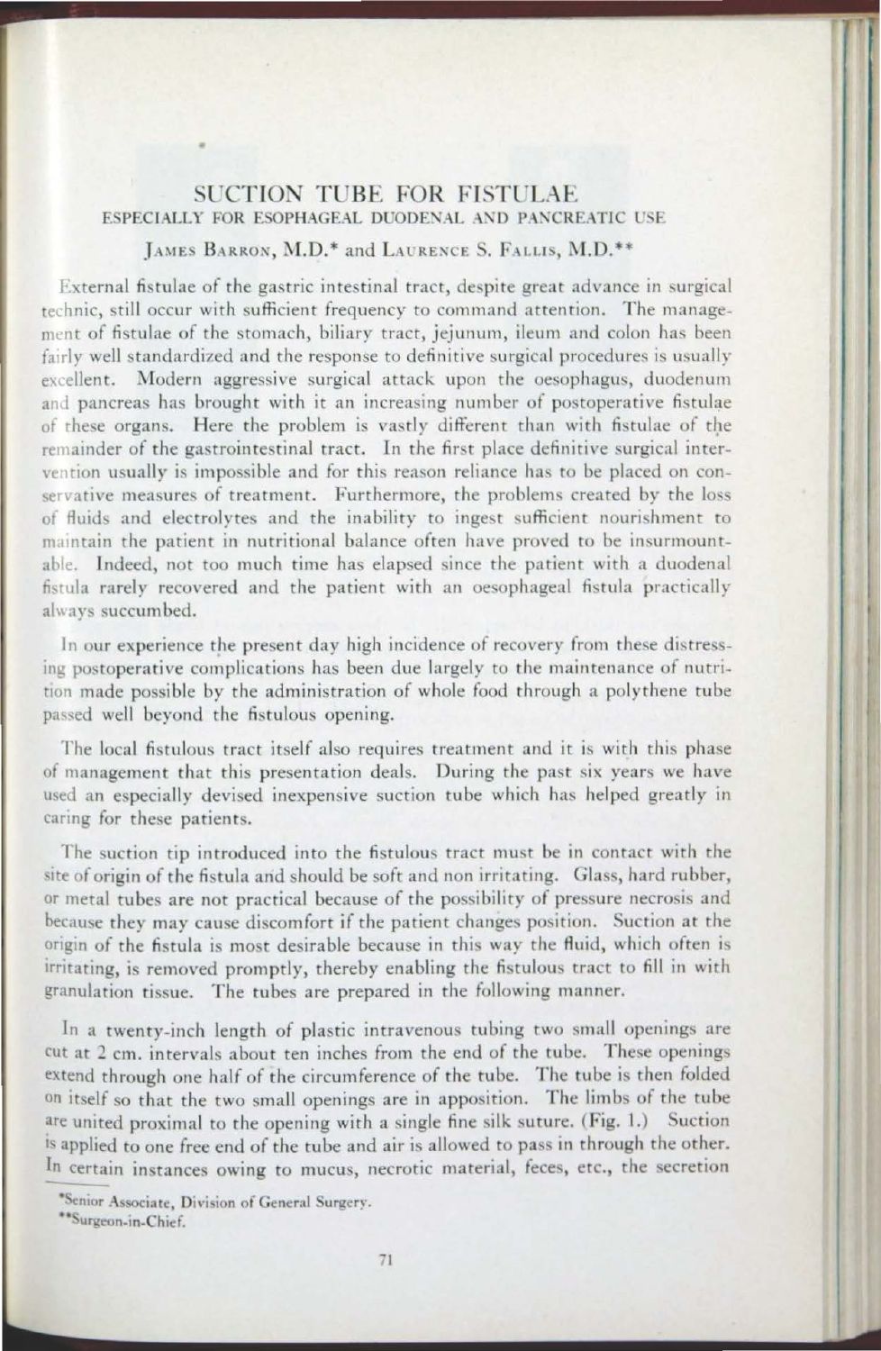# SUCTION TUBE FOR FISTULAE

## ESPECIALLY FOR ESOPHAGEAL DUODENAL AND PANCREATIC USE

JAMES BARRON, M.D.* and LAURENCE S. FALLIS, M.D.**

External fistulae of the gastric intestinal tract, despite great advance in surgical technic, still occur with sufficient frequency to command attention. The management of fistulae of the stomach, biliary tract, jejunum, ileum and colon has been fairly well standardized and the response to definitive surgical procedures is usually excellent. Modern aggressive surgical attack upon the oesophagus, duodenum and pancreas has brought with it an increasing number of postoperative fistulae of these organs. Here the problem is vastly different than with fistulae of the remainder of the gastrointestinal tract. In the first place definitive surgical intervention usually is impossible and for this reason reliance has to be placed on conservative measures of treatment. Furthermore, the problems created by the loss of fluids and electrolytes and the inability to ingest sufficient nourishment to maintain the patient in nutritional balance often have proved to be insurmountable. Indeed, not too much time has elapsed since the patient with a duodenal fistula rarely recovered and the patient with an oesophageal fistula practically always succumbed.

In our experience the present day high incidence of recovery from these distressing postoperative complications has been due largely to the maintenance of nutrition made possible by the administration of whole food through a polythene tube passed well beyond the fistulous opening.

The local fistulous tract itself also requires treatment and it is with this phase of management that this presentation deals. During the past six years we have used an especially devised inexpensive suction tube which has helped greatly in caring for these patients.

The suction tip introduced into the fistulous tract must be in contact with the site of origin of the fistula and should be soft and non irritating. Glass, hard rubber, or metal tubes are not practical because of the possibility of pressure necrosis and because they may cause discomfort if the patient changes position. Suction at the origin of the fistula is most desirable because in this way the fluid, which often is irritating, is removed promptly, thereby enabling the fistulous tract to fill in with granulation tissue. The tubes are prepared in the following manner.

In a twenty-inch length of plastic intravenous tubing two small openings are cut at 2 cm. intervals about ten inches from the end of the tube. These openings extend through one half of the circumference of the tube. The tube is then folded on itself so that the two small openings are in apposition. The limbs of the tube are united proximal to the opening with a single fine silk suture. (Fig. 1.) Suction is applied to one free end of the tube and air is allowed to pass in through the other. In certain instances owing to mucus, necrotic material, feces, etc., the secretion

*Senior Associate, Division of General Surgery.

**Surgeon-in-Chief.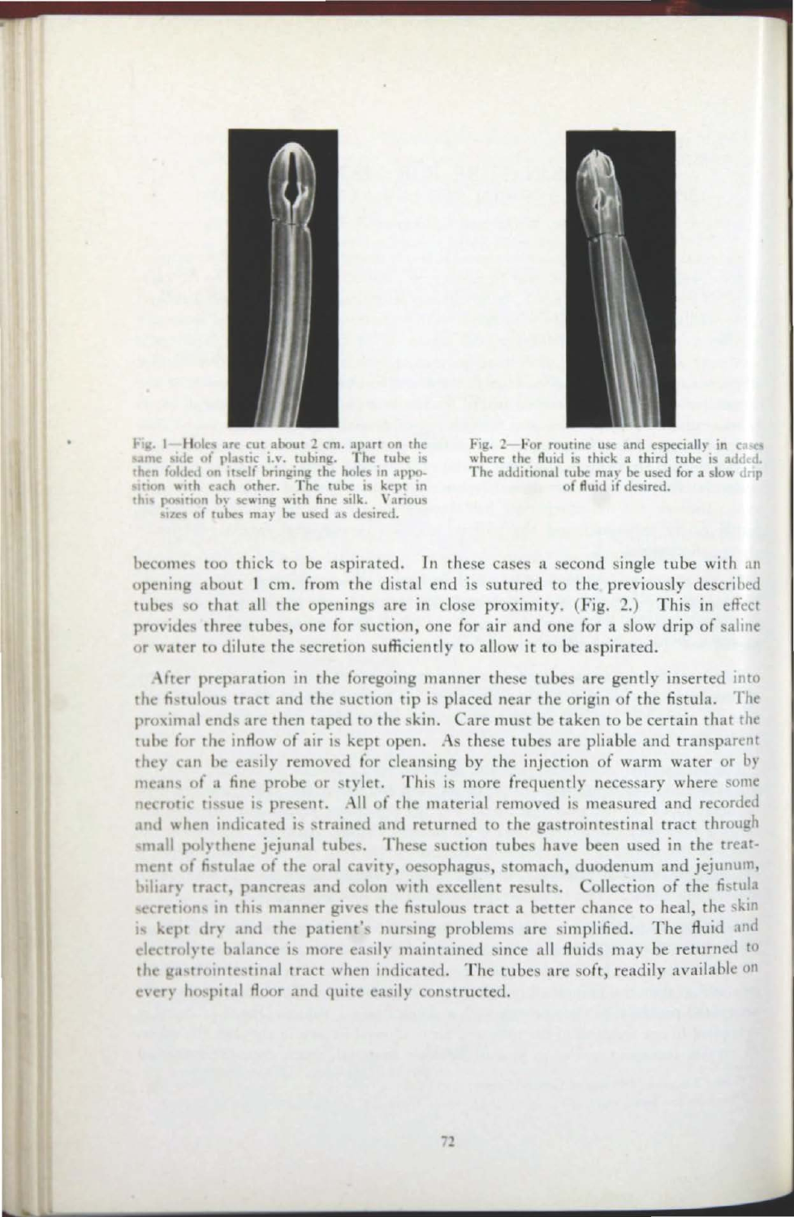Fig. 1—Holes are cut about 2 cm. apart on the same side of plastic i.v. tubing. The tube is then folded on itself bringing the holes in apposition with each other. The tube is kept in this position by sewing with fine silk. Various sizes of tubes may be used as desired.

Fig. 2—For routine use and especially in cases where the fluid is thick a third tube is added. The additional tube may be used for a slow drip of fluid if desired.

becomes too thick to be aspirated. In these cases a second single tube with an opening about 1 cm. from the distal end is sutured to the previously described tubes so that all the openings are in close proximity. (Fig. 2.) This in effect provides three tubes, one for suction, one for air and one for a slow drip of saline or water to dilute the secretion sufficiently to allow it to be aspirated.

After preparation in the foregoing manner these tubes are gently inserted into the fistulous tract and the suction tip is placed near the origin of the fistula. The proximal ends are then taped to the skin. Care must be taken to be certain that the tube for the inflow of air is kept open. As these tubes are pliable and transparent they can be easily removed for cleansing by the injection of warm water or by means of a fine probe or stylet. This is more frequently necessary where some necrotic tissue is present. All of the material removed is measured and recorded and when indicated is strained and returned to the gastrointestinal tract through small polythene jejunal tubes. These suction tubes have been used in the treatment of fistulae of the oral cavity, oesophagus, stomach, duodenum and jejunum, biliary tract, pancreas and colon with excellent results. Collection of the fistula secretions in this manner gives the fistulous tract a better chance to heal, the skin is kept dry and the patient's nursing problems are simplified. The fluid and electrolyte balance is more easily maintained since all fluids may be returned to the gastrointestinal tract when indicated. The tubes are soft, readily available on every hospital floor and quite easily constructed.